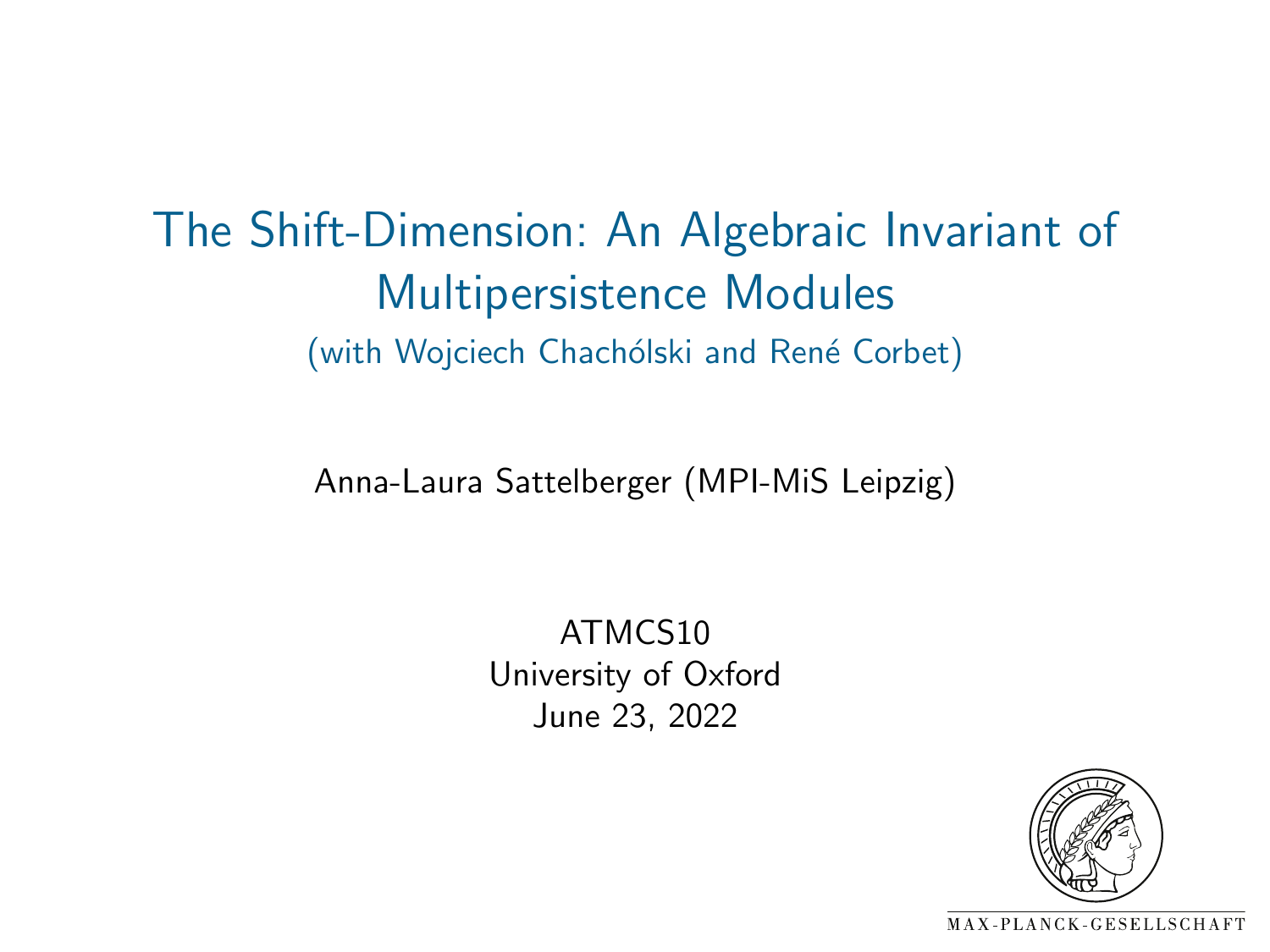# The Shift-Dimension: An Algebraic Invariant of Multipersistence Modules

(with Wojciech Chachólski and René Corbet)

Anna-Laura Sattelberger (MPI-MiS Leipzig)

ATMCS10
University of Oxford
June 23, 2022

MAX-PLANCK-GESELLSCHAFT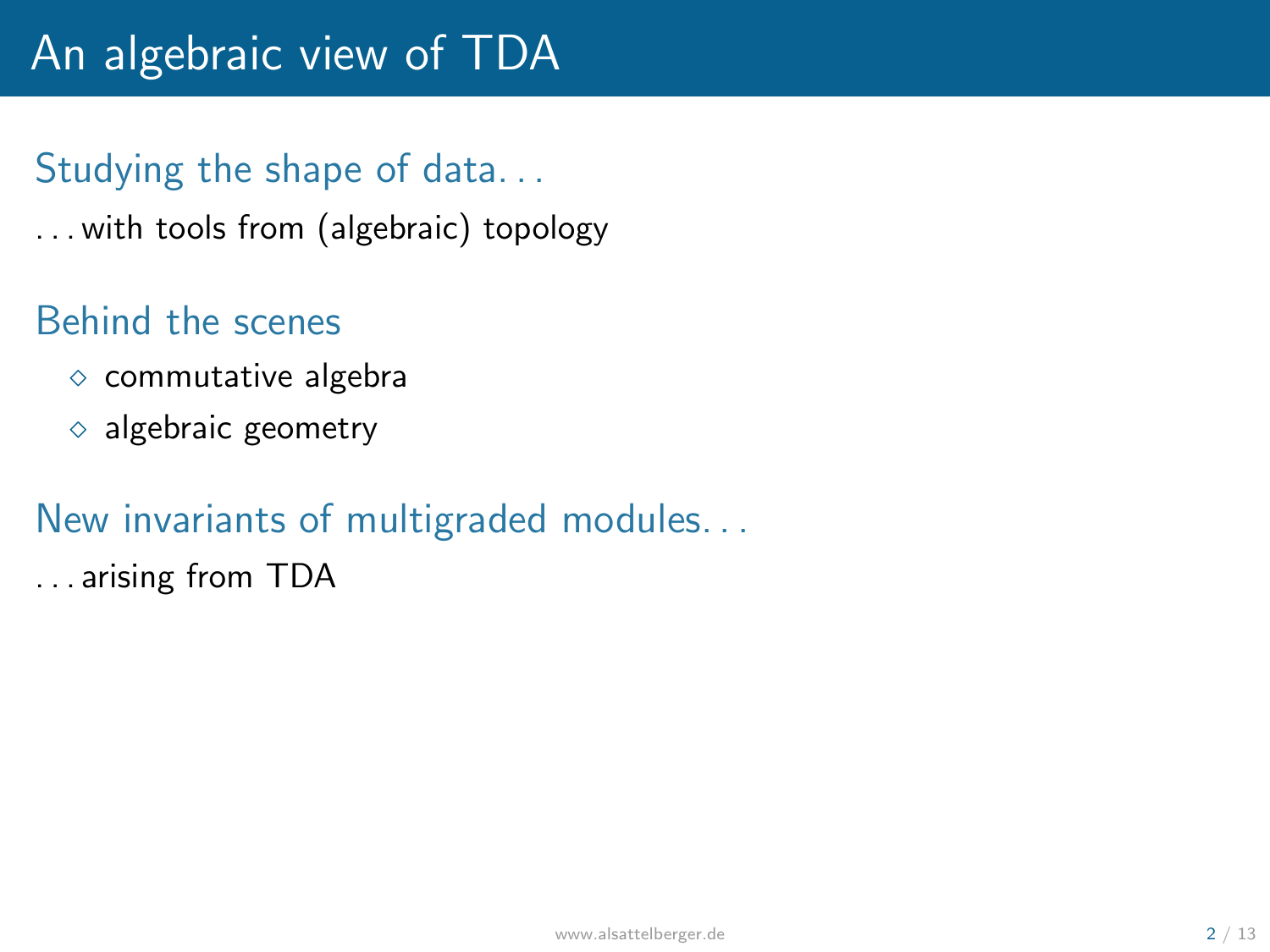# An algebraic view of TDA

## Studying the shape of data...

...with tools from (algebraic) topology

## Behind the scenes

- commutative algebra
- algebraic geometry

## New invariants of multigraded modules...

...arising from TDA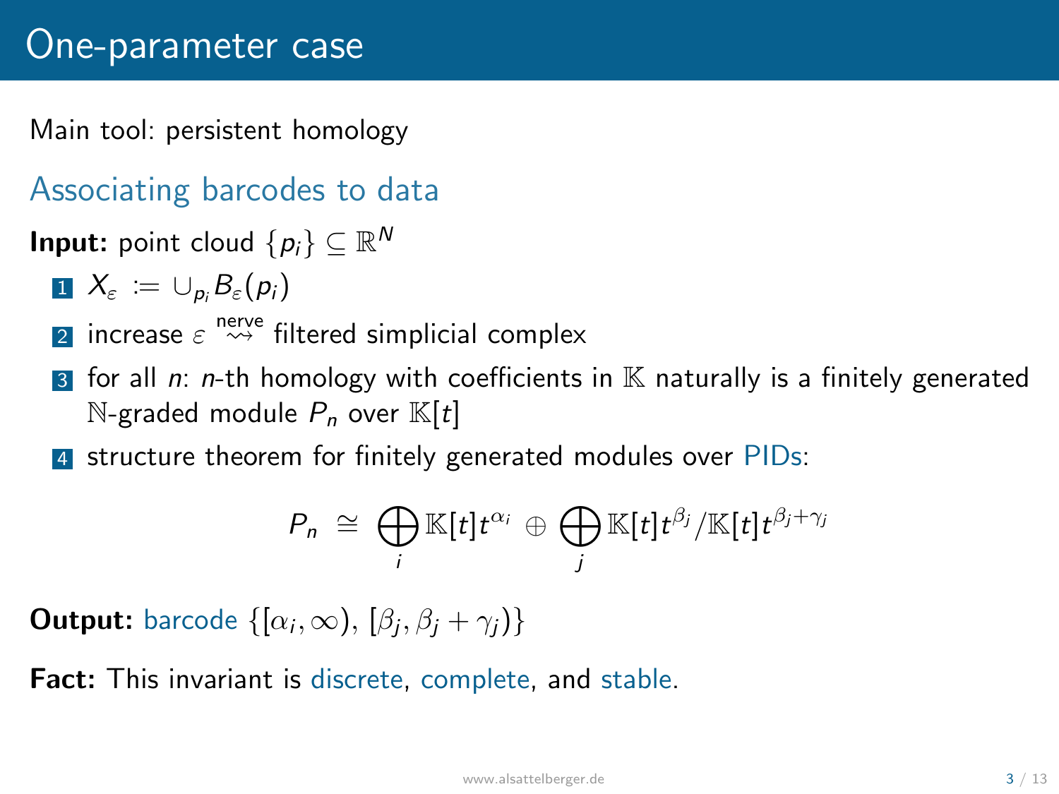# One-parameter case

Main tool: persistent homology

## Associating barcodes to data

**Input:** point cloud $\{p_i\} \subseteq \mathbb{R}^N$

1. $X_\varepsilon := \cup_{p_i} B_\varepsilon(p_i)$
2. increase $\varepsilon \overset{\text{nerve}}{\rightsquigarrow}$ filtered simplicial complex
3. for all $n$: $n$-th homology with coefficients in $\mathbb{K}$ naturally is a finitely generated $\mathbb{N}$-graded module $P_n$ over $\mathbb{K}[t]$
4. structure theorem for finitely generated modules over PIDs:

$$P_n \cong \bigoplus_i \mathbb{K}[t]t^{\alpha_i} \oplus \bigoplus_j \mathbb{K}[t]t^{\beta_j}/\mathbb{K}[t]t^{\beta_j+\gamma_j}$$

**Output:** barcode $\{[\alpha_i, \infty), [\beta_j, \beta_j + \gamma_j)\}$

**Fact:** This invariant is discrete, complete, and stable.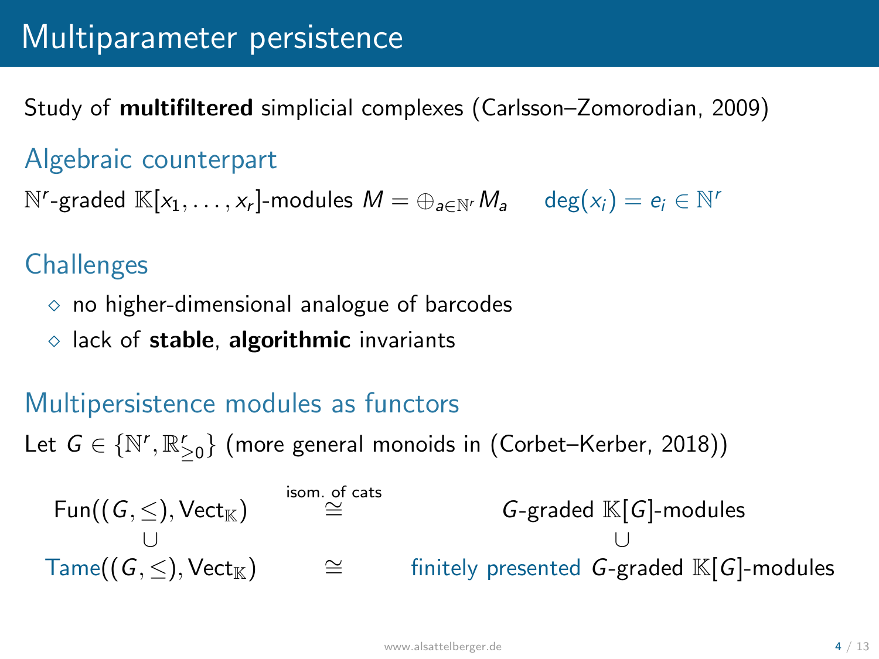# Multiparameter persistence

Study of **multifiltered** simplicial complexes (Carlsson–Zomorodian, 2009)

## Algebraic counterpart

$\mathbb{N}^r$-graded $\mathbb{K}[x_1, \ldots, x_r]$-modules $M = \oplus_{a \in \mathbb{N}^r} M_a$ $\quad \deg(x_i) = e_i \in \mathbb{N}^r$

## Challenges

- no higher-dimensional analogue of barcodes
- lack of **stable**, **algorithmic** invariants

## Multipersistence modules as functors

Let $G \in \{\mathbb{N}^r, \mathbb{R}^r_{\geq 0}\}$ (more general monoids in (Corbet–Kerber, 2018))

$$
\begin{array}{ccc}
\mathrm{Fun}((G, \leq), \mathrm{Vect}_{\mathbb{K}}) & \overset{\text{isom. of cats}}{\cong} & G\text{-graded } \mathbb{K}[G]\text{-modules} \\
\cup & & \cup \\
\mathrm{Tame}((G, \leq), \mathrm{Vect}_{\mathbb{K}}) & \cong & \text{finitely presented } G\text{-graded } \mathbb{K}[G]\text{-modules}
\end{array}
$$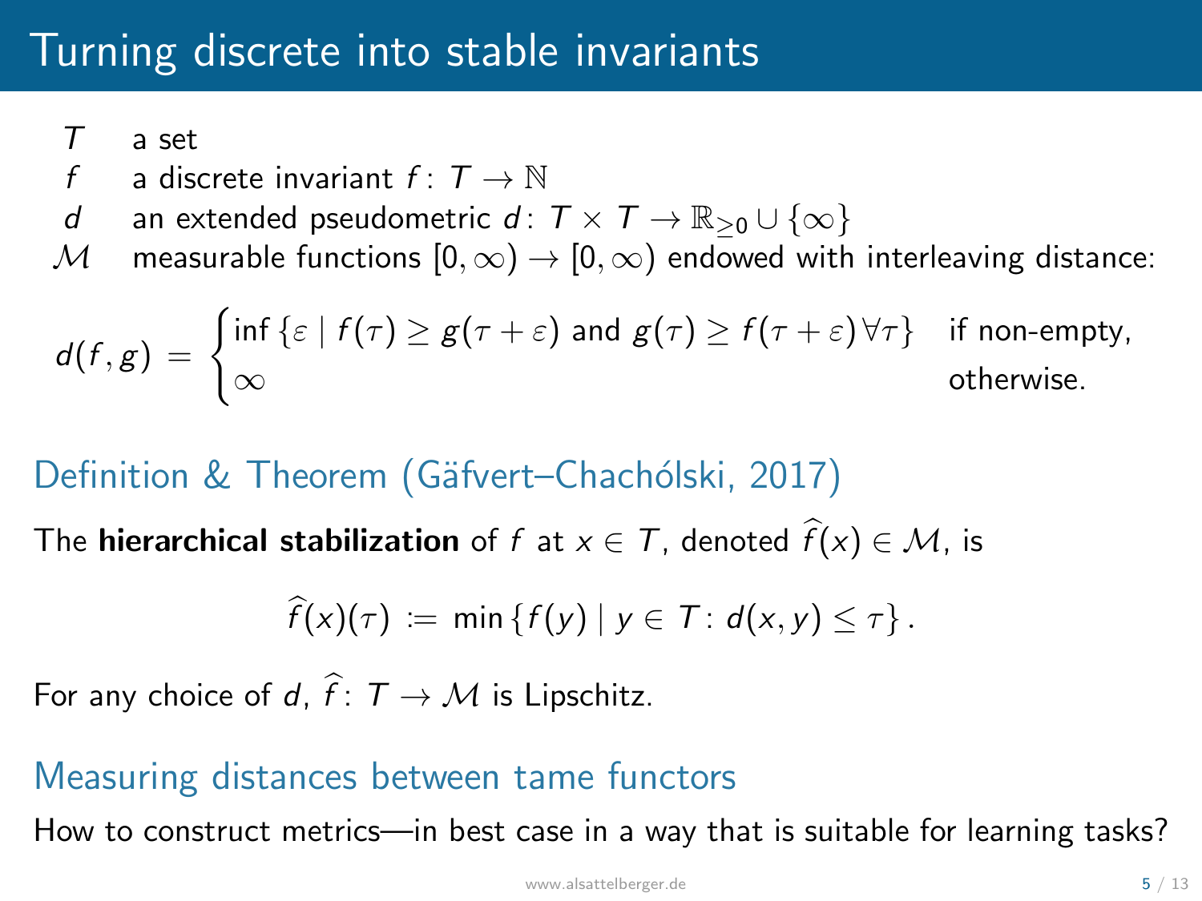# Turning discrete into stable invariants

- $T$ a set
- $f$ a discrete invariant $f\colon T \to \mathbb{N}$
- $d$ an extended pseudometric $d\colon T \times T \to \mathbb{R}_{\geq 0} \cup \{\infty\}$
- $\mathcal{M}$ measurable functions $[0, \infty) \to [0, \infty)$ endowed with interleaving distance:

$$d(f, g) = \begin{cases} \inf\{\varepsilon \mid f(\tau) \geq g(\tau + \varepsilon) \text{ and } g(\tau) \geq f(\tau + \varepsilon)\, \forall \tau\} & \text{if non-empty,} \\ \infty & \text{otherwise.} \end{cases}$$

## Definition & Theorem (Gäfvert–Chachólski, 2017)

The **hierarchical stabilization** of $f$ at $x \in T$, denoted $\widehat{f}(x) \in \mathcal{M}$, is

$$\widehat{f}(x)(\tau) := \min\{f(y) \mid y \in T\colon d(x, y) \leq \tau\}.$$

For any choice of $d$, $\widehat{f}\colon T \to \mathcal{M}$ is Lipschitz.

## Measuring distances between tame functors

How to construct metrics—in best case in a way that is suitable for learning tasks?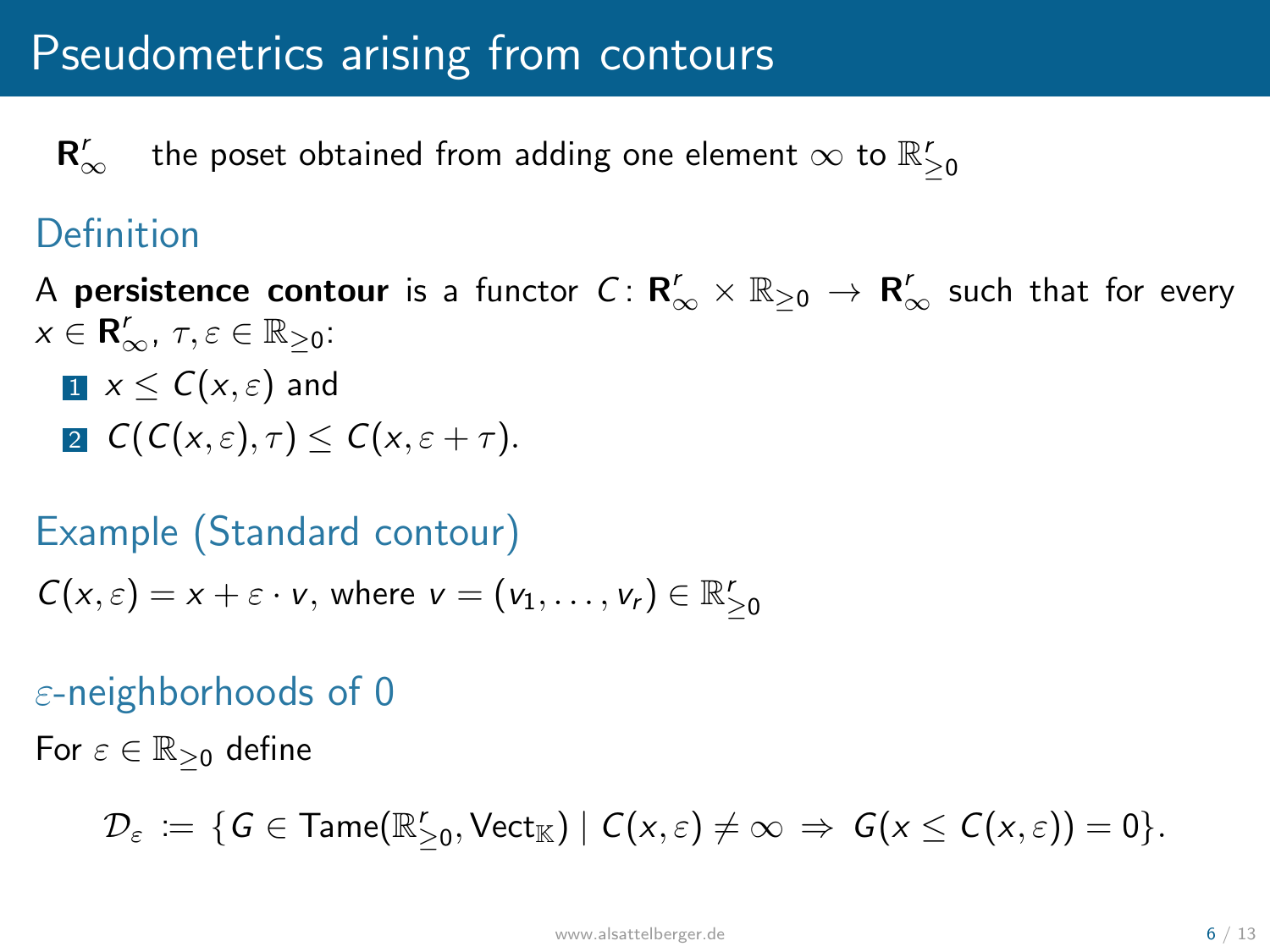# Pseudometrics arising from contours

$\mathbf{R}^r_\infty$ the poset obtained from adding one element $\infty$ to $\mathbb{R}^r_{\geq 0}$

## Definition

A **persistence contour** is a functor $C\colon \mathbf{R}^r_\infty \times \mathbb{R}_{\geq 0} \to \mathbf{R}^r_\infty$ such that for every $x \in \mathbf{R}^r_\infty$, $\tau, \varepsilon \in \mathbb{R}_{\geq 0}$:

1. $x \leq C(x, \varepsilon)$ and
2. $C(C(x, \varepsilon), \tau) \leq C(x, \varepsilon + \tau)$.

## Example (Standard contour)

$C(x, \varepsilon) = x + \varepsilon \cdot v$, where $v = (v_1, \ldots, v_r) \in \mathbb{R}^r_{\geq 0}$

## $\varepsilon$-neighborhoods of 0

For $\varepsilon \in \mathbb{R}_{\geq 0}$ define

$$\mathcal{D}_\varepsilon := \{G \in \mathrm{Tame}(\mathbb{R}^r_{\geq 0}, \mathrm{Vect}_\mathbb{K}) \mid C(x, \varepsilon) \neq \infty \Rightarrow G(x \leq C(x, \varepsilon)) = 0\}.$$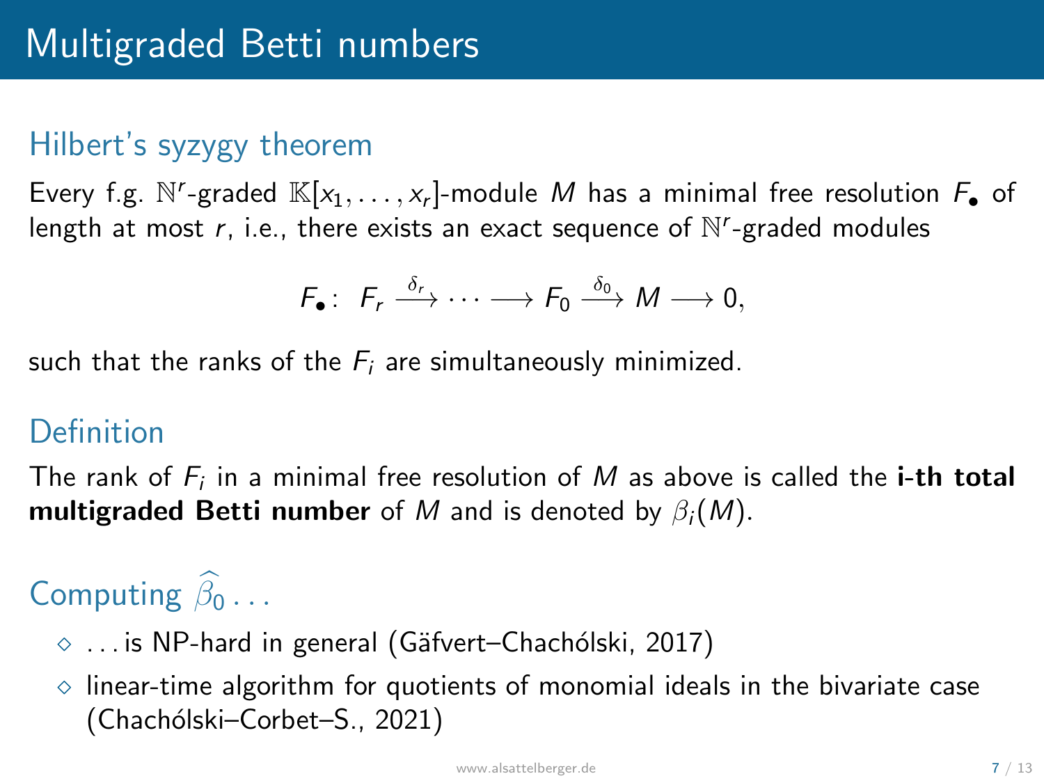# Multigraded Betti numbers

## Hilbert's syzygy theorem

Every f.g. $\mathbb{N}^r$-graded $\mathbb{K}[x_1, \ldots, x_r]$-module $M$ has a minimal free resolution $F_\bullet$ of length at most $r$, i.e., there exists an exact sequence of $\mathbb{N}^r$-graded modules

$$F_\bullet\colon\ F_r \xrightarrow{\delta_r} \cdots \longrightarrow F_0 \xrightarrow{\delta_0} M \longrightarrow 0,$$

such that the ranks of the $F_i$ are simultaneously minimized.

## Definition

The rank of $F_i$ in a minimal free resolution of $M$ as above is called the **i-th total multigraded Betti number** of $M$ and is denoted by $\beta_i(M)$.

## Computing $\widehat{\beta}_0 \ldots$

- … is NP-hard in general (Gäfvert–Chachólski, 2017)
- linear-time algorithm for quotients of monomial ideals in the bivariate case (Chachólski–Corbet–S., 2021)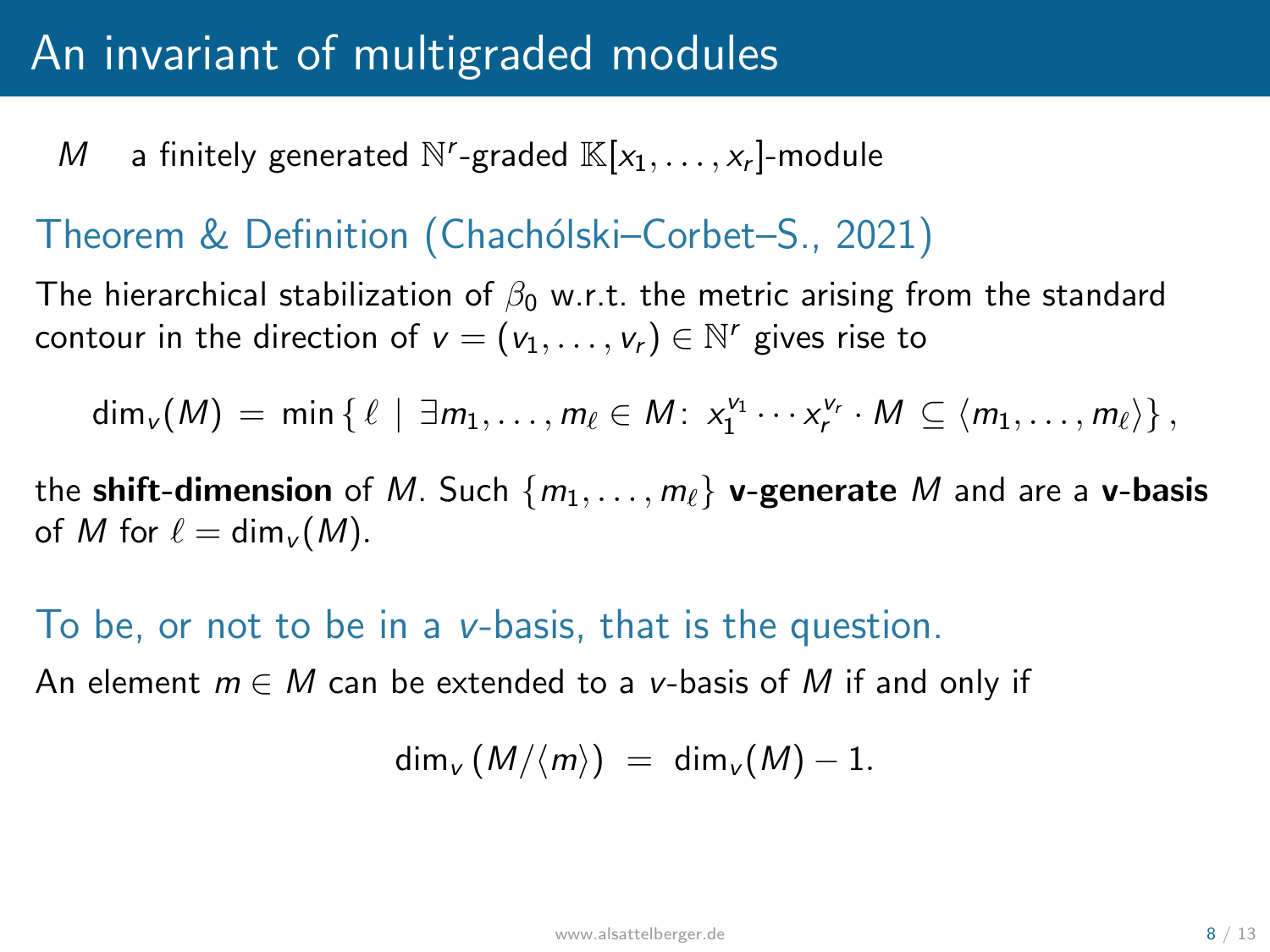# An invariant of multigraded modules

$M$ a finitely generated $\mathbb{N}^r$-graded $\mathbb{K}[x_1, \ldots, x_r]$-module

## Theorem & Definition (Chachólski–Corbet–S., 2021)

The hierarchical stabilization of $\beta_0$ w.r.t. the metric arising from the standard contour in the direction of $v = (v_1, \ldots, v_r) \in \mathbb{N}^r$ gives rise to

$$\dim_v(M) = \min\{\, \ell \mid \exists m_1, \ldots, m_\ell \in M\colon\ x_1^{v_1} \cdots x_r^{v_r} \cdot M \subseteq \langle m_1, \ldots, m_\ell \rangle \},$$

the **shift-dimension** of $M$. Such $\{m_1, \ldots, m_\ell\}$ **v-generate** $M$ and are a **v-basis** of $M$ for $\ell = \dim_v(M)$.

## To be, or not to be in a $v$-basis, that is the question.

An element $m \in M$ can be extended to a $v$-basis of $M$ if and only if

$$\dim_v(M/\langle m \rangle) = \dim_v(M) - 1.$$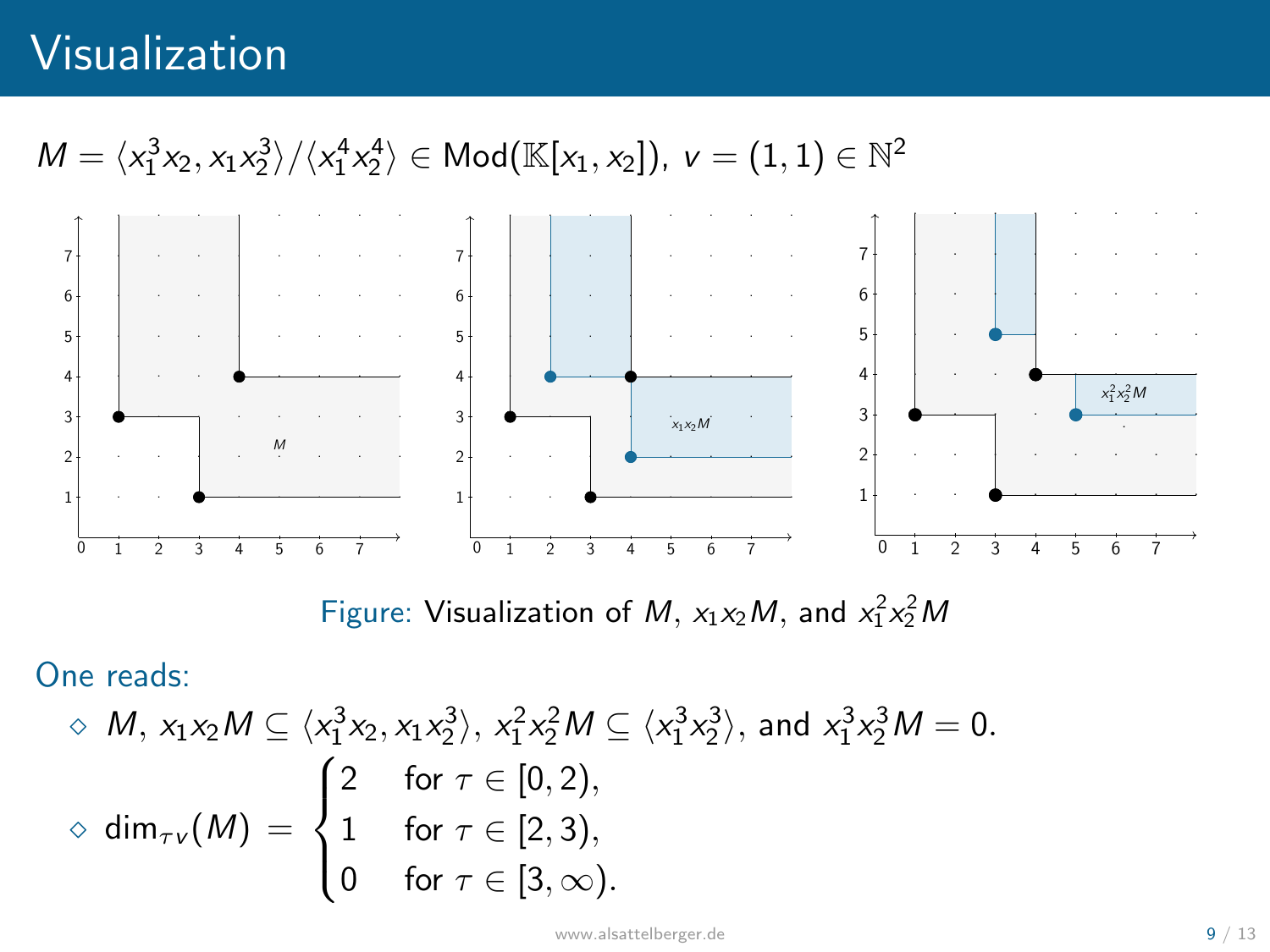# Visualization

$M = \langle x_1^3 x_2, x_1 x_2^3 \rangle / \langle x_1^4 x_2^4 \rangle \in \mathrm{Mod}(\mathbb{K}[x_1, x_2])$, $v = (1,1) \in \mathbb{N}^2$

Figure: Visualization of $M$, $x_1 x_2 M$, and $x_1^2 x_2^2 M$

One reads:

- $M$, $x_1 x_2 M \subseteq \langle x_1^3 x_2, x_1 x_2^3 \rangle$, $x_1^2 x_2^2 M \subseteq \langle x_1^3 x_2^3 \rangle$, and $x_1^3 x_2^3 M = 0$.
- $$\dim_{\tau v}(M) = \begin{cases} 2 & \text{for } \tau \in [0,2), \\ 1 & \text{for } \tau \in [2,3), \\ 0 & \text{for } \tau \in [3,\infty). \end{cases}$$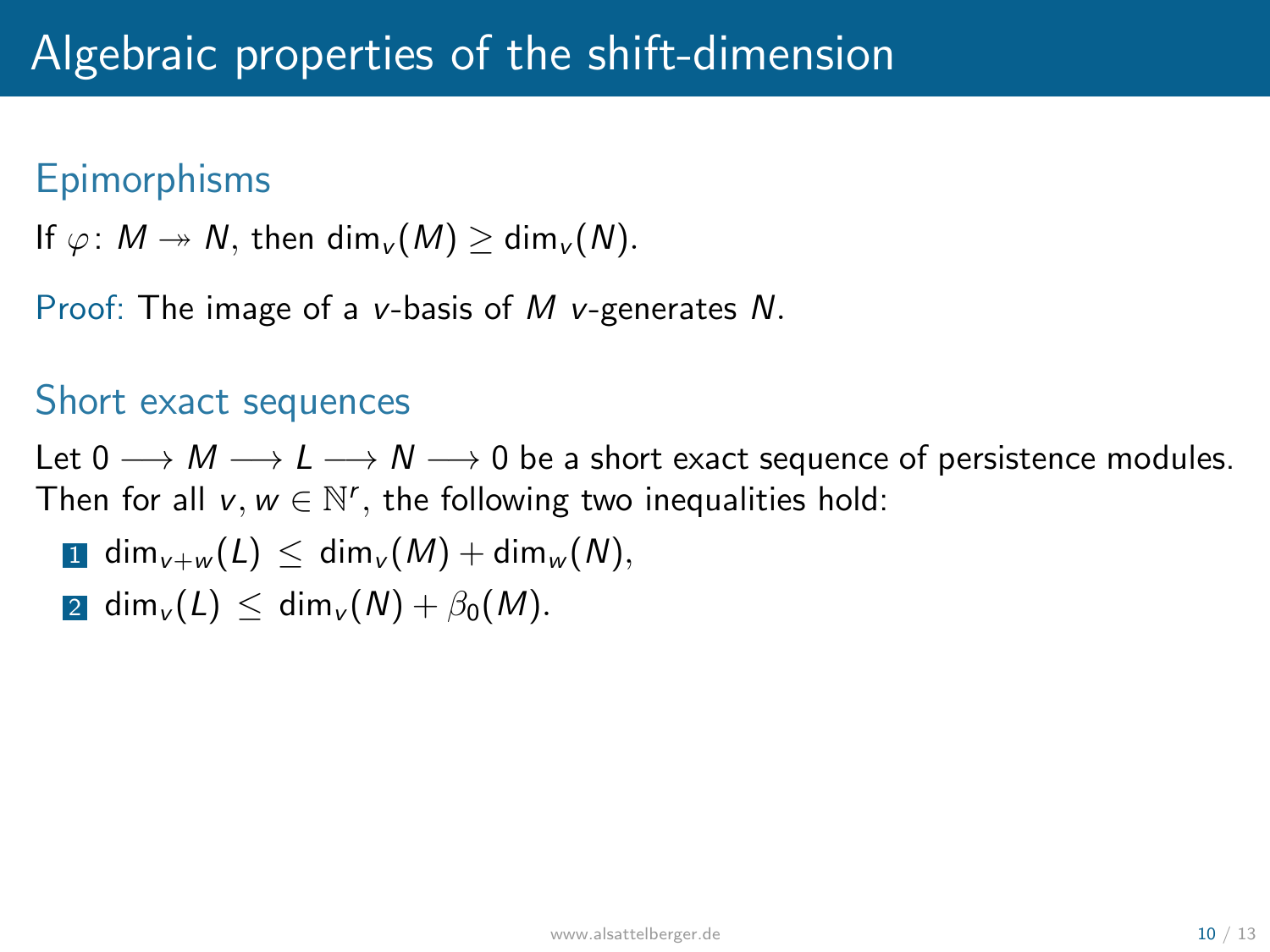# Algebraic properties of the shift-dimension

## Epimorphisms

If $\varphi\colon M \twoheadrightarrow N$, then $\dim_v(M) \geq \dim_v(N)$.

Proof: The image of a $v$-basis of $M$ $v$-generates $N$.

## Short exact sequences

Let $0 \longrightarrow M \longrightarrow L \longrightarrow N \longrightarrow 0$ be a short exact sequence of persistence modules. Then for all $v, w \in \mathbb{N}^r$, the following two inequalities hold:

1. $\dim_{v+w}(L) \leq \dim_v(M) + \dim_w(N)$,
2. $\dim_v(L) \leq \dim_v(N) + \beta_0(M)$.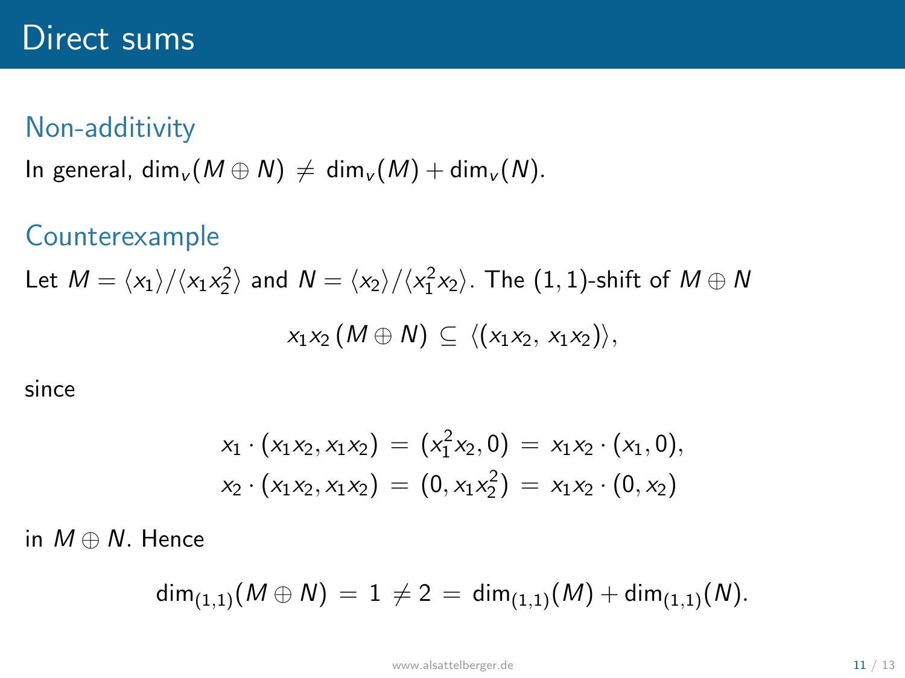# Direct sums

## Non-additivity

In general, $\dim_v(M \oplus N) \neq \dim_v(M) + \dim_v(N)$.

## Counterexample

Let $M = \langle x_1 \rangle / \langle x_1 x_2^2 \rangle$ and $N = \langle x_2 \rangle / \langle x_1^2 x_2 \rangle$. The $(1,1)$-shift of $M \oplus N$

$$x_1 x_2 \,(M \oplus N) \subseteq \langle (x_1 x_2,\, x_1 x_2) \rangle,$$

since

$$\begin{aligned} x_1 \cdot (x_1 x_2, x_1 x_2) &= (x_1^2 x_2, 0) = x_1 x_2 \cdot (x_1, 0), \\ x_2 \cdot (x_1 x_2, x_1 x_2) &= (0, x_1 x_2^2) = x_1 x_2 \cdot (0, x_2) \end{aligned}$$

in $M \oplus N$. Hence

$$\dim_{(1,1)}(M \oplus N) = 1 \neq 2 = \dim_{(1,1)}(M) + \dim_{(1,1)}(N).$$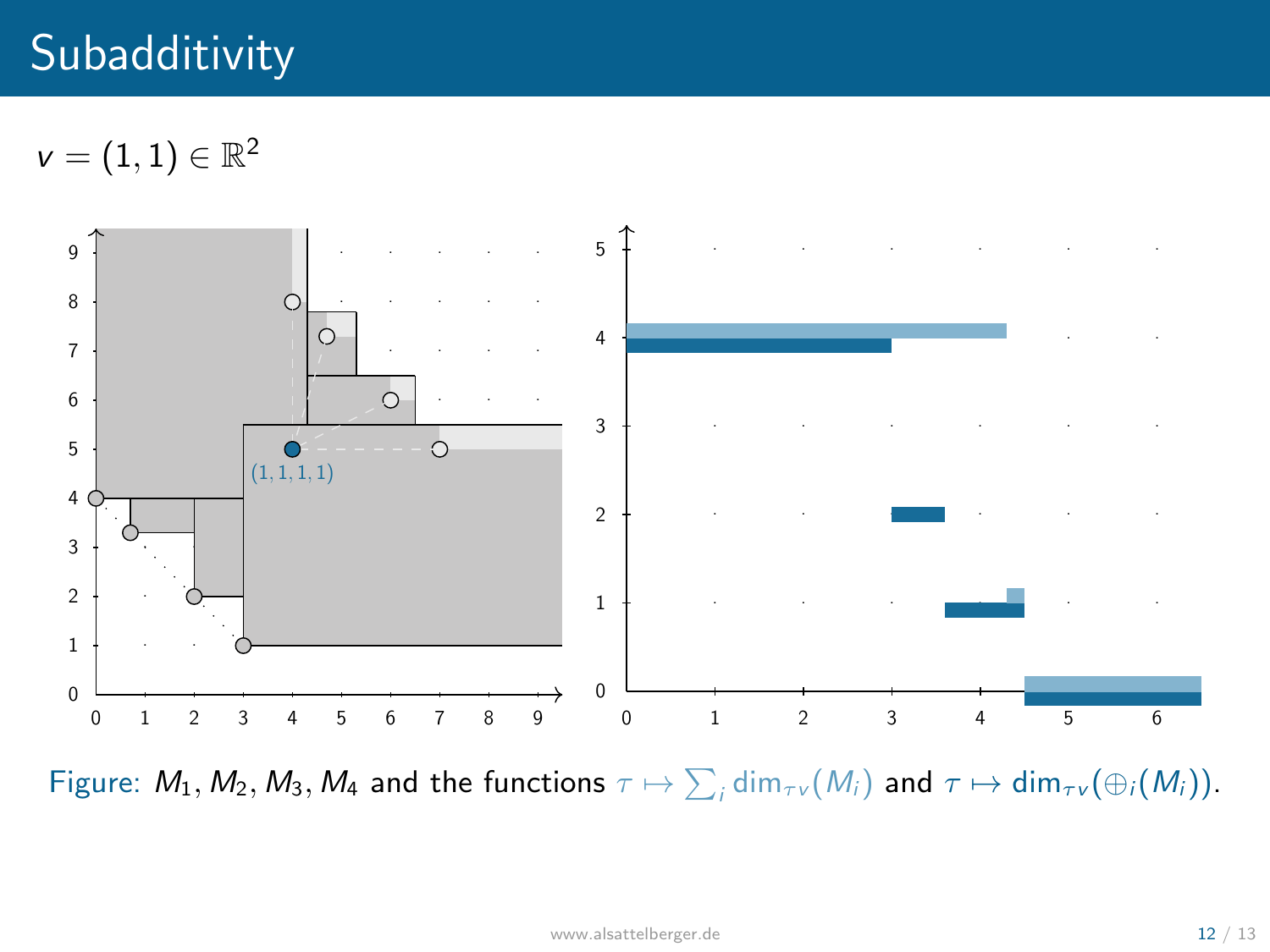# Subadditivity

$v = (1, 1) \in \mathbb{R}^2$

Figure: $M_1, M_2, M_3, M_4$ and the functions $\tau \mapsto \sum_i \dim_{\tau v}(M_i)$ and $\tau \mapsto \dim_{\tau v}(\oplus_i(M_i))$.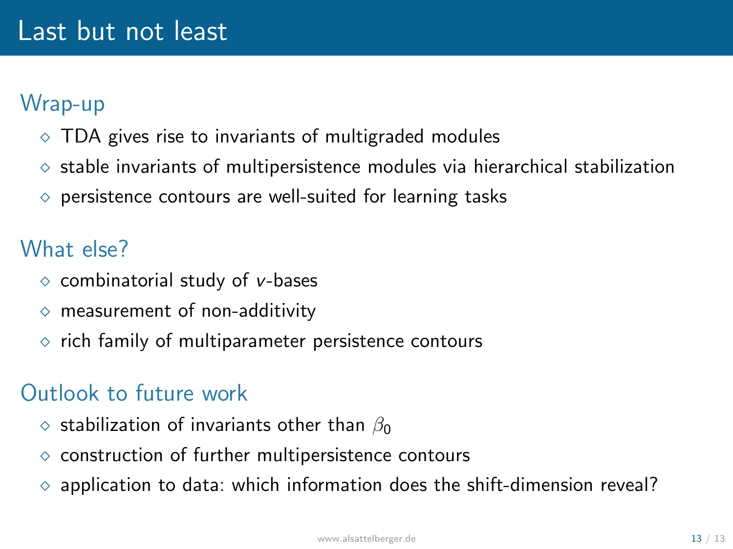# Last but not least

## Wrap-up

- TDA gives rise to invariants of multigraded modules
- stable invariants of multipersistence modules via hierarchical stabilization
- persistence contours are well-suited for learning tasks

## What else?

- combinatorial study of $v$-bases
- measurement of non-additivity
- rich family of multiparameter persistence contours

## Outlook to future work

- stabilization of invariants other than $\beta_0$
- construction of further multipersistence contours
- application to data: which information does the shift-dimension reveal?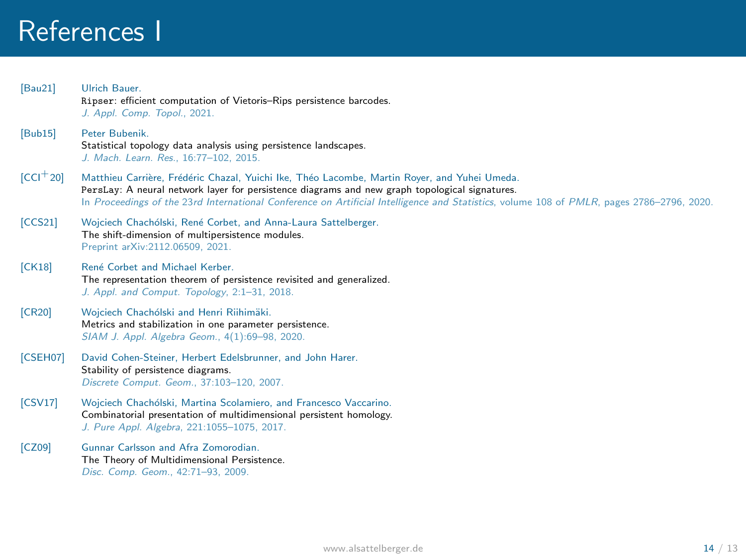# References I

[Bau21] Ulrich Bauer.
`Ripser`: efficient computation of Vietoris–Rips persistence barcodes.
*J. Appl. Comp. Topol.*, 2021.

[Bub15] Peter Bubenik.
Statistical topology data analysis using persistence landscapes.
*J. Mach. Learn. Res.*, 16:77–102, 2015.

[CCI+20] Matthieu Carrière, Frédéric Chazal, Yuichi Ike, Théo Lacombe, Martin Royer, and Yuhei Umeda.
`PersLay`: A neural network layer for persistence diagrams and new graph topological signatures.
In *Proceedings of the 23rd International Conference on Artificial Intelligence and Statistics*, volume 108 of *PMLR*, pages 2786–2796, 2020.

[CCS21] Wojciech Chachólski, René Corbet, and Anna-Laura Sattelberger.
The shift-dimension of multipersistence modules.
Preprint arXiv:2112.06509, 2021.

[CK18] René Corbet and Michael Kerber.
The representation theorem of persistence revisited and generalized.
*J. Appl. and Comput. Topology*, 2:1–31, 2018.

[CR20] Wojciech Chachólski and Henri Riihimäki.
Metrics and stabilization in one parameter persistence.
*SIAM J. Appl. Algebra Geom.*, 4(1):69–98, 2020.

[CSEH07] David Cohen-Steiner, Herbert Edelsbrunner, and John Harer.
Stability of persistence diagrams.
*Discrete Comput. Geom.*, 37:103–120, 2007.

[CSV17] Wojciech Chachólski, Martina Scolamiero, and Francesco Vaccarino.
Combinatorial presentation of multidimensional persistent homology.
*J. Pure Appl. Algebra*, 221:1055–1075, 2017.

[CZ09] Gunnar Carlsson and Afra Zomorodian.
The Theory of Multidimensional Persistence.
*Disc. Comp. Geom.*, 42:71–93, 2009.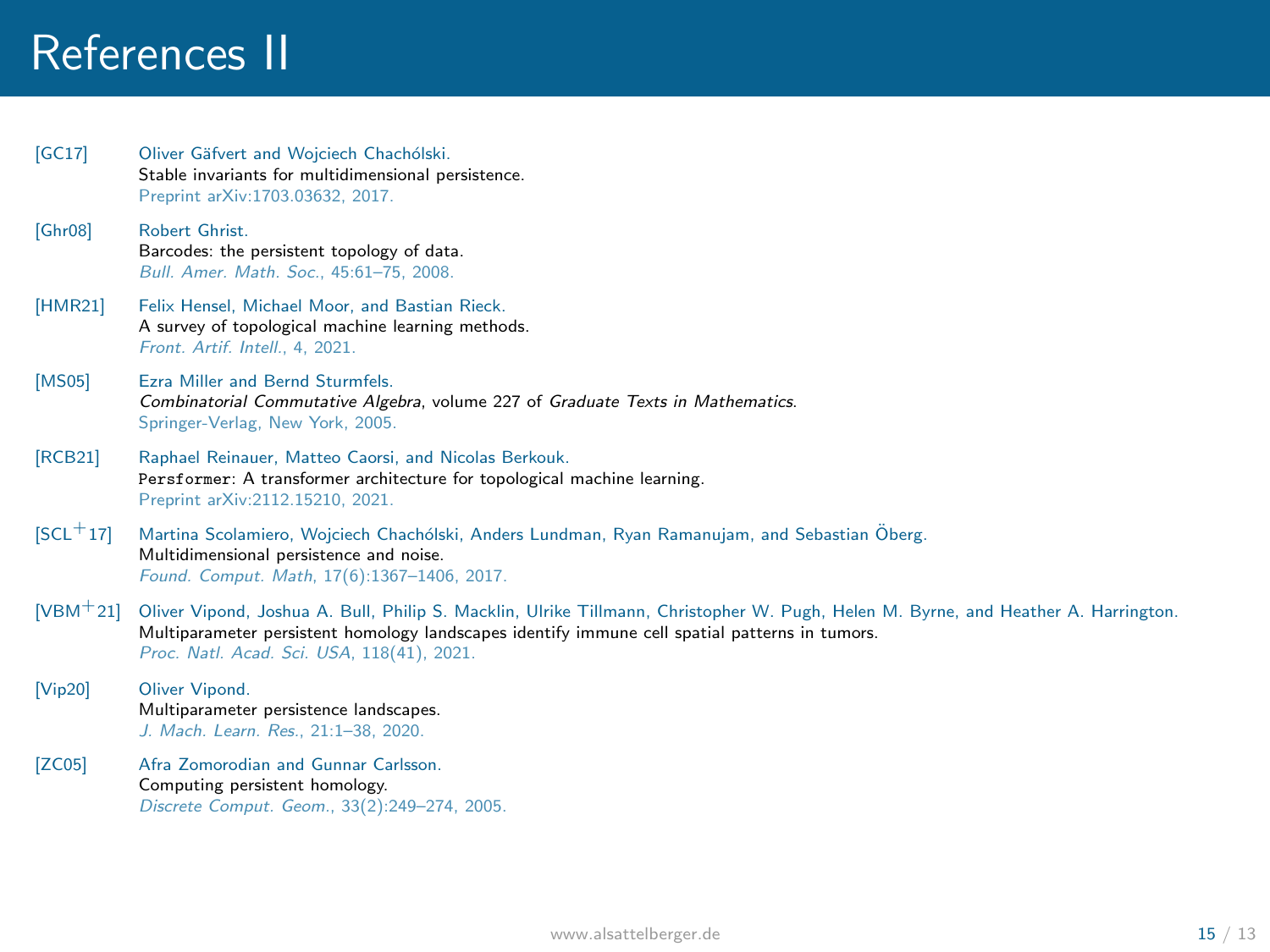# References II

[GC17] Oliver Gäfvert and Wojciech Chachólski.
Stable invariants for multidimensional persistence.
Preprint arXiv:1703.03632, 2017.

[Ghr08] Robert Ghrist.
Barcodes: the persistent topology of data.
*Bull. Amer. Math. Soc.*, 45:61–75, 2008.

[HMR21] Felix Hensel, Michael Moor, and Bastian Rieck.
A survey of topological machine learning methods.
*Front. Artif. Intell.*, 4, 2021.

[MS05] Ezra Miller and Bernd Sturmfels.
*Combinatorial Commutative Algebra*, volume 227 of *Graduate Texts in Mathematics*.
Springer-Verlag, New York, 2005.

[RCB21] Raphael Reinauer, Matteo Caorsi, and Nicolas Berkouk.
`Persformer`: A transformer architecture for topological machine learning.
Preprint arXiv:2112.15210, 2021.

[SCL+17] Martina Scolamiero, Wojciech Chachólski, Anders Lundman, Ryan Ramanujam, and Sebastian Öberg.
Multidimensional persistence and noise.
*Found. Comput. Math*, 17(6):1367–1406, 2017.

[VBM+21] Oliver Vipond, Joshua A. Bull, Philip S. Macklin, Ulrike Tillmann, Christopher W. Pugh, Helen M. Byrne, and Heather A. Harrington.
Multiparameter persistent homology landscapes identify immune cell spatial patterns in tumors.
*Proc. Natl. Acad. Sci. USA*, 118(41), 2021.

[Vip20] Oliver Vipond.
Multiparameter persistence landscapes.
*J. Mach. Learn. Res.*, 21:1–38, 2020.

[ZC05] Afra Zomorodian and Gunnar Carlsson.
Computing persistent homology.
*Discrete Comput. Geom.*, 33(2):249–274, 2005.